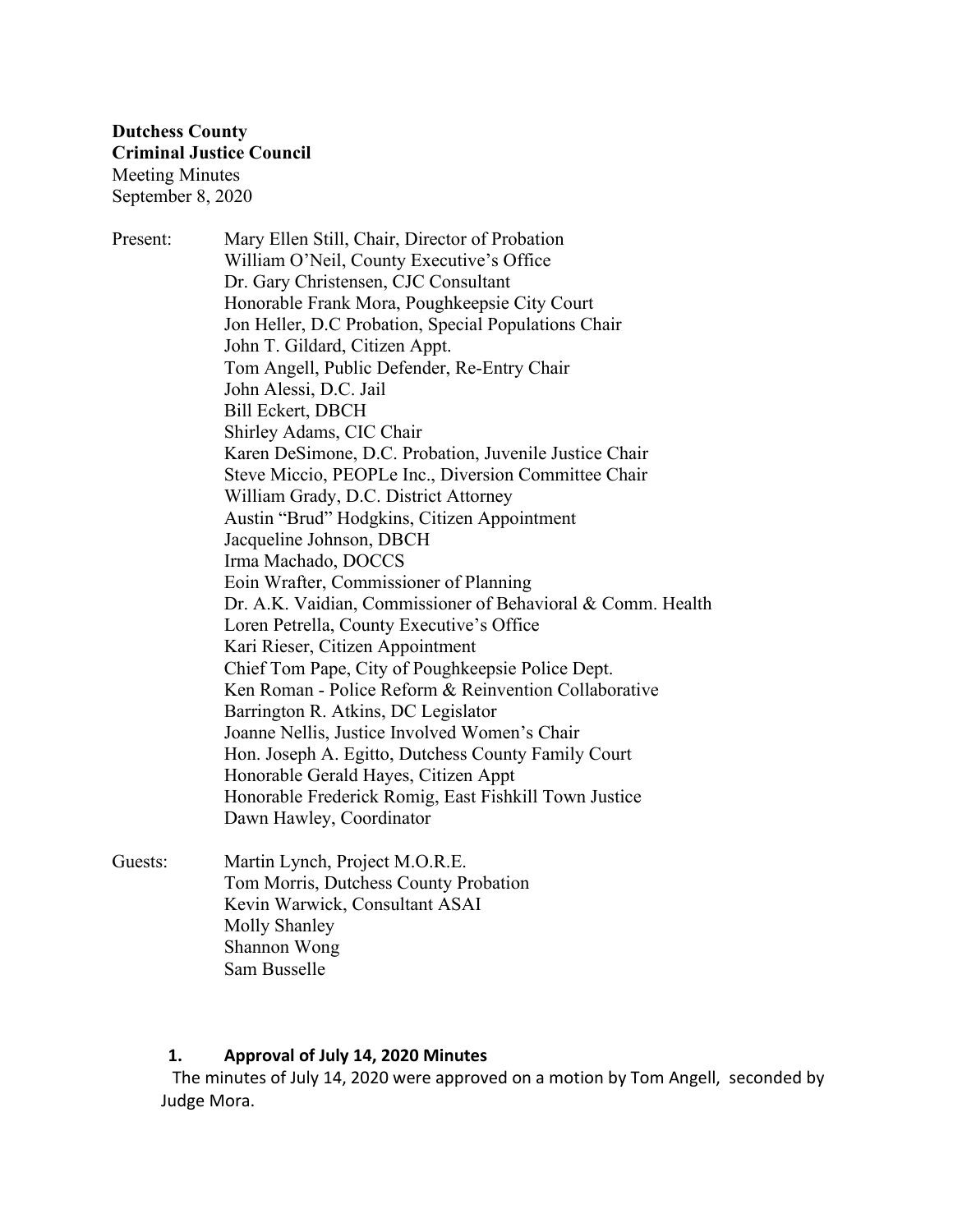**Dutchess County**
**Criminal Justice Council**
Meeting Minutes
September 8, 2020

Present:
- Mary Ellen Still, Chair, Director of Probation
- William O'Neil, County Executive's Office
- Dr. Gary Christensen, CJC Consultant
- Honorable Frank Mora, Poughkeepsie City Court
- Jon Heller, D.C Probation, Special Populations Chair
- John T. Gildard, Citizen Appt.
- Tom Angell, Public Defender, Re-Entry Chair
- John Alessi, D.C. Jail
- Bill Eckert, DBCH
- Shirley Adams, CIC Chair
- Karen DeSimone, D.C. Probation, Juvenile Justice Chair
- Steve Miccio, PEOPLe Inc., Diversion Committee Chair
- William Grady, D.C. District Attorney
- Austin "Brud" Hodgkins, Citizen Appointment
- Jacqueline Johnson, DBCH
- Irma Machado, DOCCS
- Eoin Wrafter, Commissioner of Planning
- Dr. A.K. Vaidian, Commissioner of Behavioral & Comm. Health
- Loren Petrella, County Executive's Office
- Kari Rieser, Citizen Appointment
- Chief Tom Pape, City of Poughkeepsie Police Dept.
- Ken Roman - Police Reform & Reinvention Collaborative
- Barrington R. Atkins, DC Legislator
- Joanne Nellis, Justice Involved Women's Chair
- Hon. Joseph A. Egitto, Dutchess County Family Court
- Honorable Gerald Hayes, Citizen Appt
- Honorable Frederick Romig, East Fishkill Town Justice
- Dawn Hawley, Coordinator

Guests:
- Martin Lynch, Project M.O.R.E.
- Tom Morris, Dutchess County Probation
- Kevin Warwick, Consultant ASAI
- Molly Shanley
- Shannon Wong
- Sam Busselle

**1. Approval of July 14, 2020 Minutes**

The minutes of July 14, 2020 were approved on a motion by Tom Angell, seconded by Judge Mora.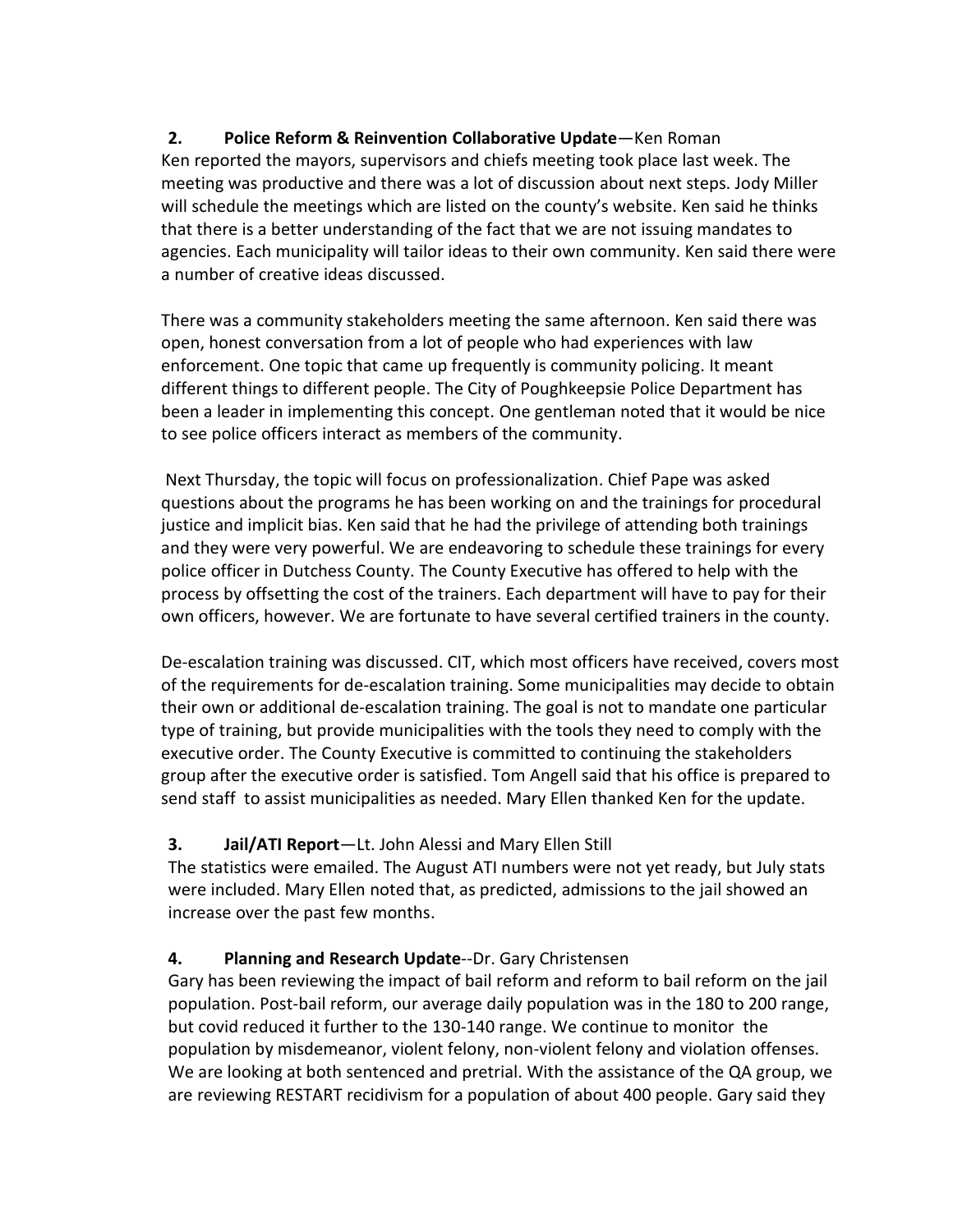**2. Police Reform & Reinvention Collaborative Update**—Ken Roman

Ken reported the mayors, supervisors and chiefs meeting took place last week. The meeting was productive and there was a lot of discussion about next steps. Jody Miller will schedule the meetings which are listed on the county's website. Ken said he thinks that there is a better understanding of the fact that we are not issuing mandates to agencies. Each municipality will tailor ideas to their own community. Ken said there were a number of creative ideas discussed.

There was a community stakeholders meeting the same afternoon. Ken said there was open, honest conversation from a lot of people who had experiences with law enforcement. One topic that came up frequently is community policing. It meant different things to different people. The City of Poughkeepsie Police Department has been a leader in implementing this concept. One gentleman noted that it would be nice to see police officers interact as members of the community.

Next Thursday, the topic will focus on professionalization. Chief Pape was asked questions about the programs he has been working on and the trainings for procedural justice and implicit bias. Ken said that he had the privilege of attending both trainings and they were very powerful. We are endeavoring to schedule these trainings for every police officer in Dutchess County. The County Executive has offered to help with the process by offsetting the cost of the trainers. Each department will have to pay for their own officers, however. We are fortunate to have several certified trainers in the county.

De-escalation training was discussed. CIT, which most officers have received, covers most of the requirements for de-escalation training. Some municipalities may decide to obtain their own or additional de-escalation training. The goal is not to mandate one particular type of training, but provide municipalities with the tools they need to comply with the executive order. The County Executive is committed to continuing the stakeholders group after the executive order is satisfied. Tom Angell said that his office is prepared to send staff to assist municipalities as needed. Mary Ellen thanked Ken for the update.

**3. Jail/ATI Report**—Lt. John Alessi and Mary Ellen Still

The statistics were emailed. The August ATI numbers were not yet ready, but July stats were included. Mary Ellen noted that, as predicted, admissions to the jail showed an increase over the past few months.

**4. Planning and Research Update**--Dr. Gary Christensen

Gary has been reviewing the impact of bail reform and reform to bail reform on the jail population. Post-bail reform, our average daily population was in the 180 to 200 range, but covid reduced it further to the 130-140 range. We continue to monitor the population by misdemeanor, violent felony, non-violent felony and violation offenses. We are looking at both sentenced and pretrial. With the assistance of the QA group, we are reviewing RESTART recidivism for a population of about 400 people. Gary said they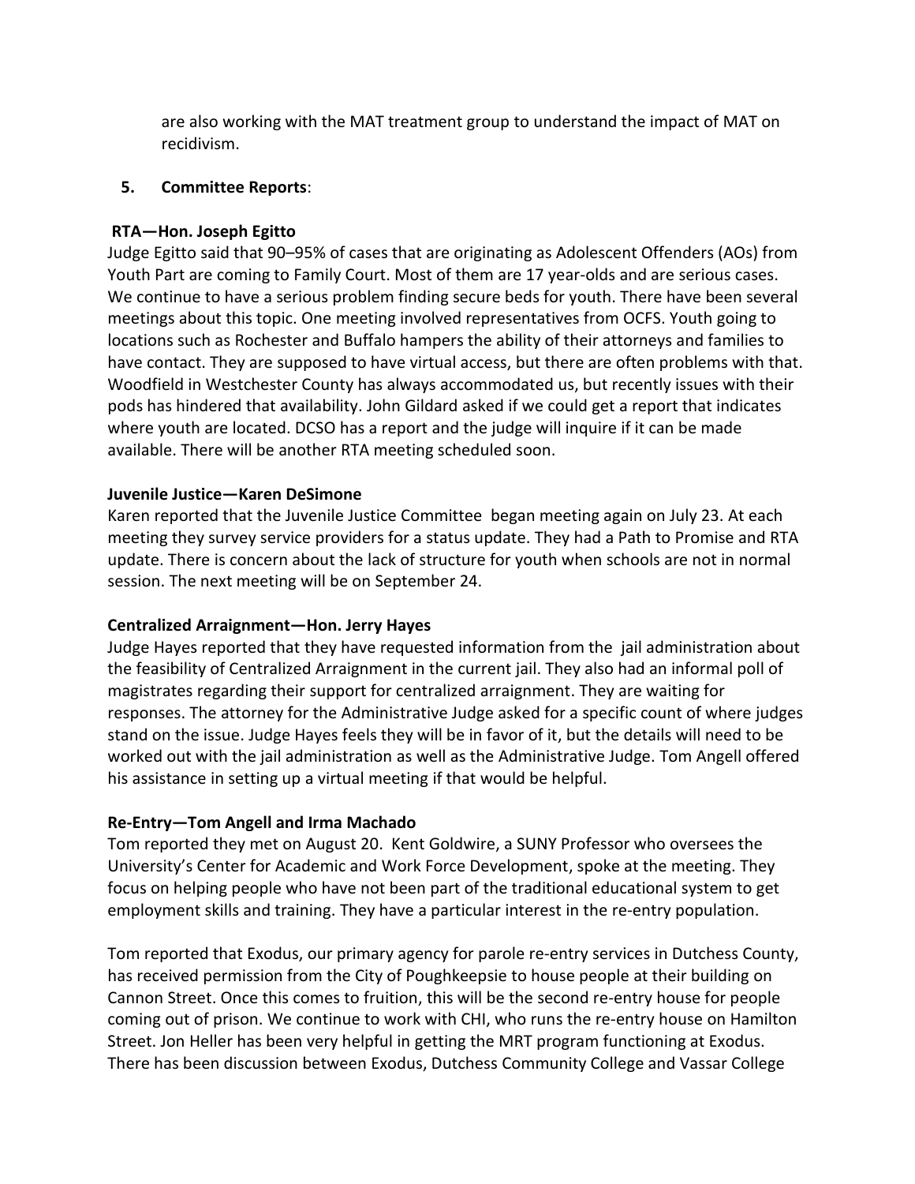are also working with the MAT treatment group to understand the impact of MAT on recidivism.

5. **Committee Reports**:

**RTA—Hon. Joseph Egitto**

Judge Egitto said that 90–95% of cases that are originating as Adolescent Offenders (AOs) from Youth Part are coming to Family Court. Most of them are 17 year-olds and are serious cases. We continue to have a serious problem finding secure beds for youth. There have been several meetings about this topic. One meeting involved representatives from OCFS. Youth going to locations such as Rochester and Buffalo hampers the ability of their attorneys and families to have contact. They are supposed to have virtual access, but there are often problems with that. Woodfield in Westchester County has always accommodated us, but recently issues with their pods has hindered that availability. John Gildard asked if we could get a report that indicates where youth are located. DCSO has a report and the judge will inquire if it can be made available. There will be another RTA meeting scheduled soon.

**Juvenile Justice—Karen DeSimone**

Karen reported that the Juvenile Justice Committee began meeting again on July 23. At each meeting they survey service providers for a status update. They had a Path to Promise and RTA update. There is concern about the lack of structure for youth when schools are not in normal session. The next meeting will be on September 24.

**Centralized Arraignment—Hon. Jerry Hayes**

Judge Hayes reported that they have requested information from the jail administration about the feasibility of Centralized Arraignment in the current jail. They also had an informal poll of magistrates regarding their support for centralized arraignment. They are waiting for responses. The attorney for the Administrative Judge asked for a specific count of where judges stand on the issue. Judge Hayes feels they will be in favor of it, but the details will need to be worked out with the jail administration as well as the Administrative Judge. Tom Angell offered his assistance in setting up a virtual meeting if that would be helpful.

**Re-Entry—Tom Angell and Irma Machado**

Tom reported they met on August 20. Kent Goldwire, a SUNY Professor who oversees the University's Center for Academic and Work Force Development, spoke at the meeting. They focus on helping people who have not been part of the traditional educational system to get employment skills and training. They have a particular interest in the re-entry population.

Tom reported that Exodus, our primary agency for parole re-entry services in Dutchess County, has received permission from the City of Poughkeepsie to house people at their building on Cannon Street. Once this comes to fruition, this will be the second re-entry house for people coming out of prison. We continue to work with CHI, who runs the re-entry house on Hamilton Street. Jon Heller has been very helpful in getting the MRT program functioning at Exodus. There has been discussion between Exodus, Dutchess Community College and Vassar College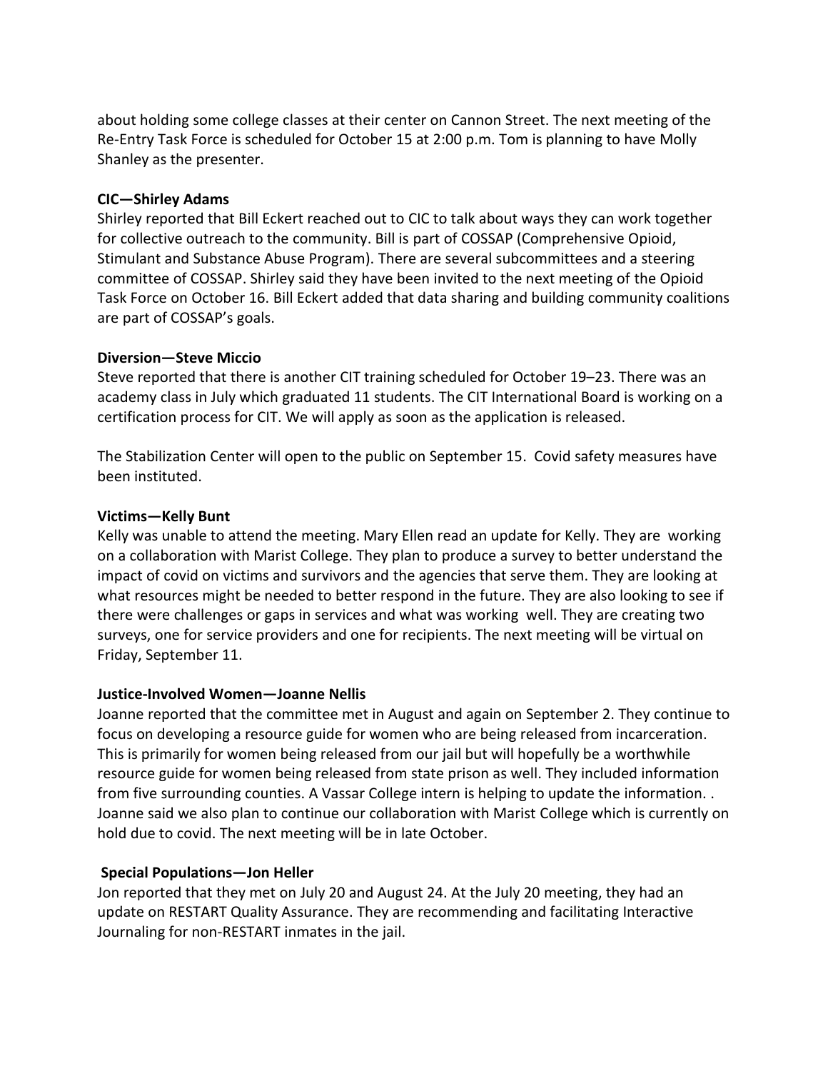about holding some college classes at their center on Cannon Street. The next meeting of the Re-Entry Task Force is scheduled for October 15 at 2:00 p.m. Tom is planning to have Molly Shanley as the presenter.

**CIC—Shirley Adams**

Shirley reported that Bill Eckert reached out to CIC to talk about ways they can work together for collective outreach to the community. Bill is part of COSSAP (Comprehensive Opioid, Stimulant and Substance Abuse Program). There are several subcommittees and a steering committee of COSSAP. Shirley said they have been invited to the next meeting of the Opioid Task Force on October 16. Bill Eckert added that data sharing and building community coalitions are part of COSSAP's goals.

**Diversion—Steve Miccio**

Steve reported that there is another CIT training scheduled for October 19–23. There was an academy class in July which graduated 11 students. The CIT International Board is working on a certification process for CIT. We will apply as soon as the application is released.

The Stabilization Center will open to the public on September 15. Covid safety measures have been instituted.

**Victims—Kelly Bunt**

Kelly was unable to attend the meeting. Mary Ellen read an update for Kelly. They are working on a collaboration with Marist College. They plan to produce a survey to better understand the impact of covid on victims and survivors and the agencies that serve them. They are looking at what resources might be needed to better respond in the future. They are also looking to see if there were challenges or gaps in services and what was working well. They are creating two surveys, one for service providers and one for recipients. The next meeting will be virtual on Friday, September 11.

**Justice-Involved Women—Joanne Nellis**

Joanne reported that the committee met in August and again on September 2. They continue to focus on developing a resource guide for women who are being released from incarceration. This is primarily for women being released from our jail but will hopefully be a worthwhile resource guide for women being released from state prison as well. They included information from five surrounding counties. A Vassar College intern is helping to update the information. . Joanne said we also plan to continue our collaboration with Marist College which is currently on hold due to covid. The next meeting will be in late October.

**Special Populations—Jon Heller**

Jon reported that they met on July 20 and August 24. At the July 20 meeting, they had an update on RESTART Quality Assurance. They are recommending and facilitating Interactive Journaling for non-RESTART inmates in the jail.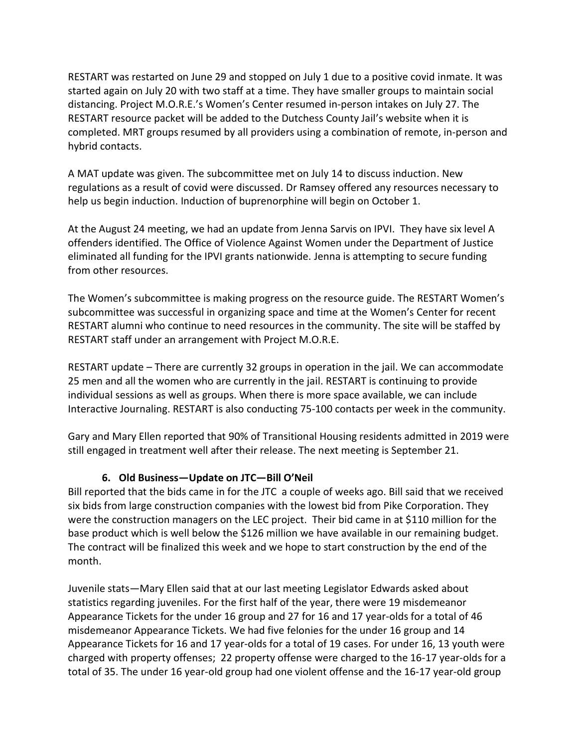RESTART was restarted on June 29 and stopped on July 1 due to a positive covid inmate. It was started again on July 20 with two staff at a time. They have smaller groups to maintain social distancing. Project M.O.R.E.'s Women's Center resumed in-person intakes on July 27. The RESTART resource packet will be added to the Dutchess County Jail's website when it is completed. MRT groups resumed by all providers using a combination of remote, in-person and hybrid contacts.

A MAT update was given. The subcommittee met on July 14 to discuss induction. New regulations as a result of covid were discussed. Dr Ramsey offered any resources necessary to help us begin induction. Induction of buprenorphine will begin on October 1.

At the August 24 meeting, we had an update from Jenna Sarvis on IPVI. They have six level A offenders identified. The Office of Violence Against Women under the Department of Justice eliminated all funding for the IPVI grants nationwide. Jenna is attempting to secure funding from other resources.

The Women's subcommittee is making progress on the resource guide. The RESTART Women's subcommittee was successful in organizing space and time at the Women's Center for recent RESTART alumni who continue to need resources in the community. The site will be staffed by RESTART staff under an arrangement with Project M.O.R.E.

RESTART update – There are currently 32 groups in operation in the jail. We can accommodate 25 men and all the women who are currently in the jail. RESTART is continuing to provide individual sessions as well as groups. When there is more space available, we can include Interactive Journaling. RESTART is also conducting 75-100 contacts per week in the community.

Gary and Mary Ellen reported that 90% of Transitional Housing residents admitted in 2019 were still engaged in treatment well after their release. The next meeting is September 21.

### 6. Old Business—Update on JTC—Bill O'Neil

Bill reported that the bids came in for the JTC a couple of weeks ago. Bill said that we received six bids from large construction companies with the lowest bid from Pike Corporation. They were the construction managers on the LEC project. Their bid came in at $110 million for the base product which is well below the $126 million we have available in our remaining budget. The contract will be finalized this week and we hope to start construction by the end of the month.

Juvenile stats—Mary Ellen said that at our last meeting Legislator Edwards asked about statistics regarding juveniles. For the first half of the year, there were 19 misdemeanor Appearance Tickets for the under 16 group and 27 for 16 and 17 year-olds for a total of 46 misdemeanor Appearance Tickets. We had five felonies for the under 16 group and 14 Appearance Tickets for 16 and 17 year-olds for a total of 19 cases. For under 16, 13 youth were charged with property offenses; 22 property offense were charged to the 16-17 year-olds for a total of 35. The under 16 year-old group had one violent offense and the 16-17 year-old group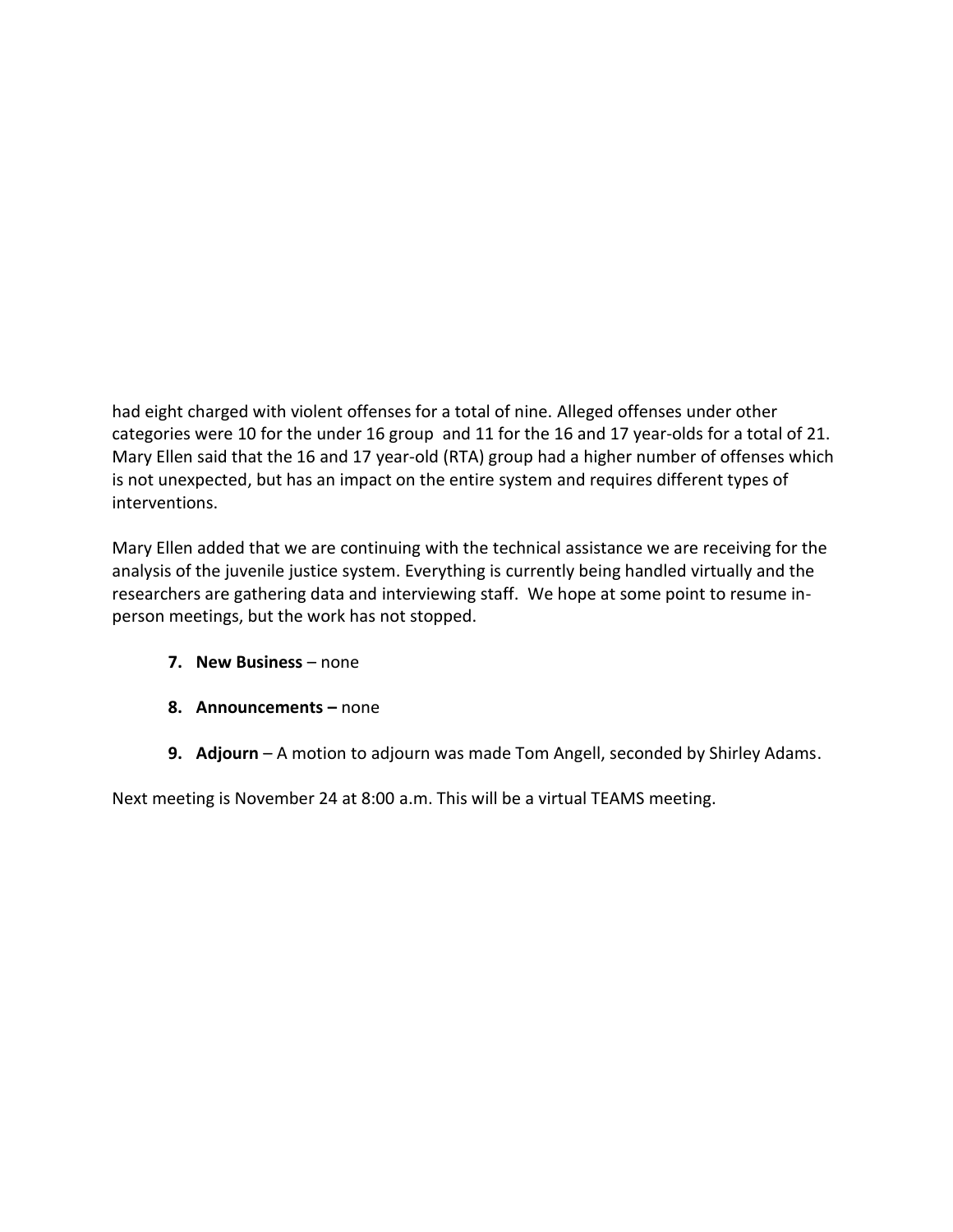had eight charged with violent offenses for a total of nine. Alleged offenses under other categories were 10 for the under 16 group and 11 for the 16 and 17 year-olds for a total of 21. Mary Ellen said that the 16 and 17 year-old (RTA) group had a higher number of offenses which is not unexpected, but has an impact on the entire system and requires different types of interventions.

Mary Ellen added that we are continuing with the technical assistance we are receiving for the analysis of the juvenile justice system. Everything is currently being handled virtually and the researchers are gathering data and interviewing staff. We hope at some point to resume in-person meetings, but the work has not stopped.

7. **New Business** – none

8. **Announcements –** none

9. **Adjourn** – A motion to adjourn was made Tom Angell, seconded by Shirley Adams.

Next meeting is November 24 at 8:00 a.m. This will be a virtual TEAMS meeting.